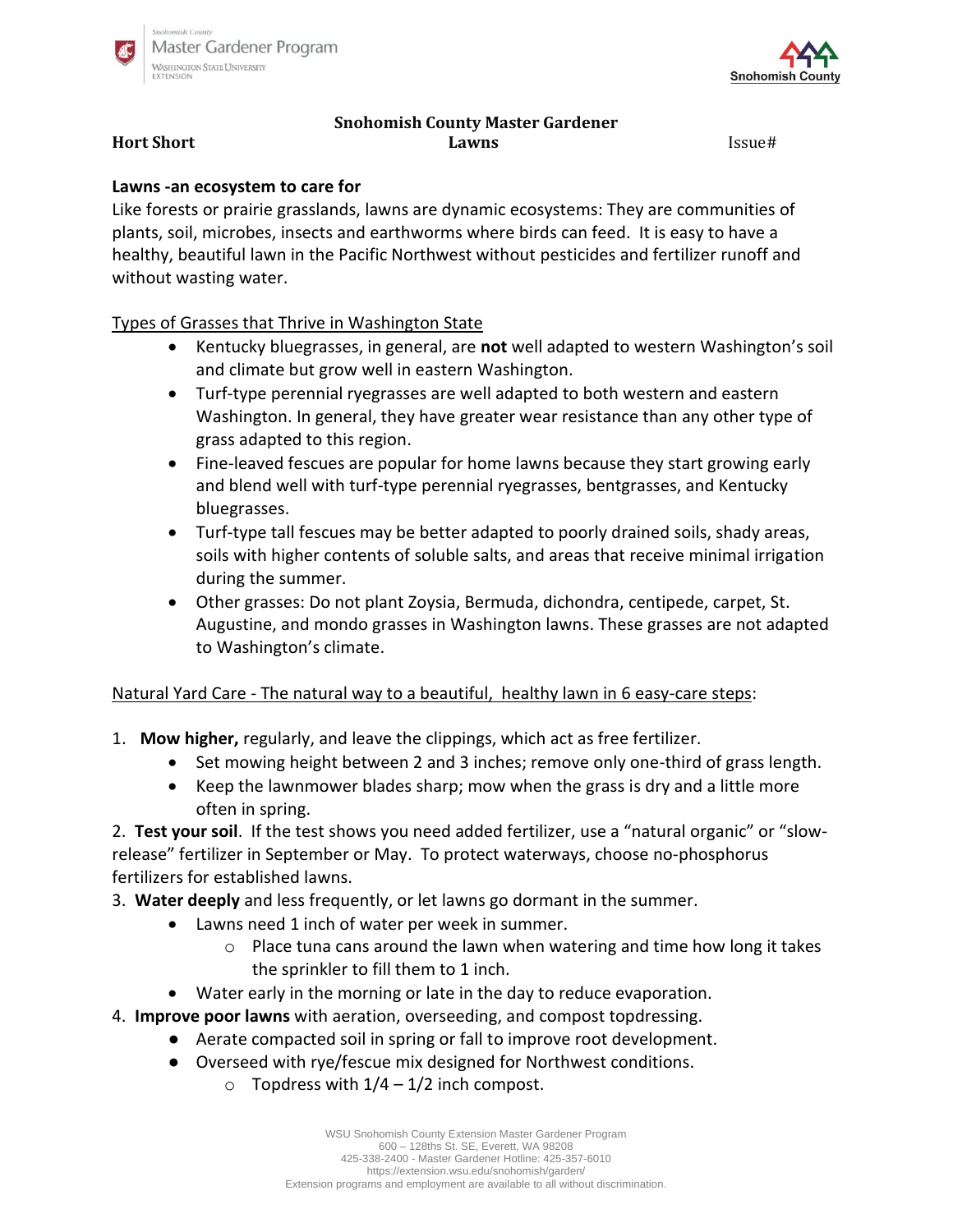Snohomish County Master Gardener Program
Washington State University Extension

Snohomish County

**Snohomish County Master Gardener**

**Hort Short** **Lawns** Issue#

**Lawns -an ecosystem to care for**

Like forests or prairie grasslands, lawns are dynamic ecosystems: They are communities of plants, soil, microbes, insects and earthworms where birds can feed. It is easy to have a healthy, beautiful lawn in the Pacific Northwest without pesticides and fertilizer runoff and without wasting water.

<u>Types of Grasses that Thrive in Washington State</u>

- Kentucky bluegrasses, in general, are **not** well adapted to western Washington's soil and climate but grow well in eastern Washington.
- Turf-type perennial ryegrasses are well adapted to both western and eastern Washington. In general, they have greater wear resistance than any other type of grass adapted to this region.
- Fine-leaved fescues are popular for home lawns because they start growing early and blend well with turf-type perennial ryegrasses, bentgrasses, and Kentucky bluegrasses.
- Turf-type tall fescues may be better adapted to poorly drained soils, shady areas, soils with higher contents of soluble salts, and areas that receive minimal irrigation during the summer.
- Other grasses: Do not plant Zoysia, Bermuda, dichondra, centipede, carpet, St. Augustine, and mondo grasses in Washington lawns. These grasses are not adapted to Washington's climate.

<u>Natural Yard Care - The natural way to a beautiful, healthy lawn in 6 easy-care steps</u>:

1. **Mow higher,** regularly, and leave the clippings, which act as free fertilizer.
    - Set mowing height between 2 and 3 inches; remove only one-third of grass length.
    - Keep the lawnmower blades sharp; mow when the grass is dry and a little more often in spring.
2. **Test your soil**. If the test shows you need added fertilizer, use a "natural organic" or "slow-release" fertilizer in September or May. To protect waterways, choose no-phosphorus fertilizers for established lawns.
3. **Water deeply** and less frequently, or let lawns go dormant in the summer.
    - Lawns need 1 inch of water per week in summer.
        - Place tuna cans around the lawn when watering and time how long it takes the sprinkler to fill them to 1 inch.
    - Water early in the morning or late in the day to reduce evaporation.
4. **Improve poor lawns** with aeration, overseeding, and compost topdressing.
    - Aerate compacted soil in spring or fall to improve root development.
    - Overseed with rye/fescue mix designed for Northwest conditions.
        - Topdress with 1/4 – 1/2 inch compost.

WSU Snohomish County Extension Master Gardener Program
600 – 128ths St. SE, Everett, WA 98208
425-338-2400 - Master Gardener Hotline: 425-357-6010
https://extension.wsu.edu/snohomish/garden/
Extension programs and employment are available to all without discrimination.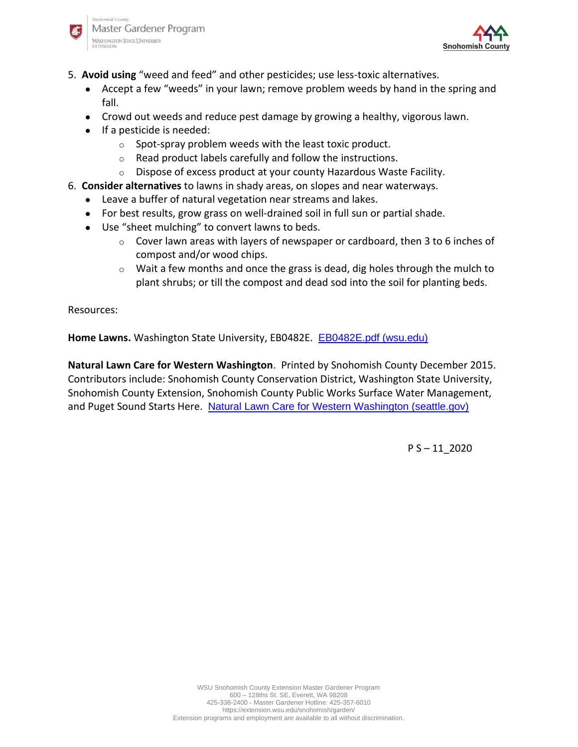5. **Avoid using** "weed and feed" and other pesticides; use less-toxic alternatives.
   - Accept a few "weeds" in your lawn; remove problem weeds by hand in the spring and fall.
   - Crowd out weeds and reduce pest damage by growing a healthy, vigorous lawn.
   - If a pesticide is needed:
     - Spot-spray problem weeds with the least toxic product.
     - Read product labels carefully and follow the instructions.
     - Dispose of excess product at your county Hazardous Waste Facility.
6. **Consider alternatives** to lawns in shady areas, on slopes and near waterways.
   - Leave a buffer of natural vegetation near streams and lakes.
   - For best results, grow grass on well-drained soil in full sun or partial shade.
   - Use "sheet mulching" to convert lawns to beds.
     - Cover lawn areas with layers of newspaper or cardboard, then 3 to 6 inches of compost and/or wood chips.
     - Wait a few months and once the grass is dead, dig holes through the mulch to plant shrubs; or till the compost and dead sod into the soil for planting beds.

Resources:

**Home Lawns.** Washington State University, EB0482E. [EB0482E.pdf (wsu.edu)]

**Natural Lawn Care for Western Washington**. Printed by Snohomish County December 2015. Contributors include: Snohomish County Conservation District, Washington State University, Snohomish County Extension, Snohomish County Public Works Surface Water Management, and Puget Sound Starts Here. [Natural Lawn Care for Western Washington (seattle.gov)]

P S – 11_2020

WSU Snohomish County Extension Master Gardener Program
600 – 128ths St. SE, Everett, WA 98208
425-338-2400 - Master Gardener Hotline: 425-357-6010
https://extension.wsu.edu/snohomish/garden/
Extension programs and employment are available to all without discrimination.